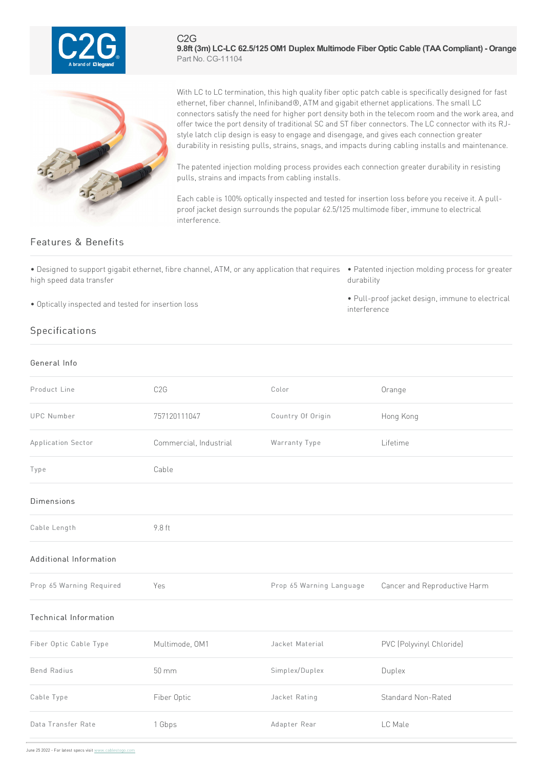C2G

# 9.8ft (3m) LC-LC 62.5/125 OM1 Duplex Multimode Fiber Optic Cable (TAA Compliant) - Orange

Part No. CG-11104

With LC to LC termination, this high quality fiber optic patch cable is specifically designed for fast ethernet, fiber channel, Infiniband®, ATM and gigabit ethernet applications. The small LC connectors satisfy the need for higher port density both in the telecom room and the work area, and offer twice the port density of traditional SC and ST fiber connectors. The LC connector with its RJ-style latch clip design is easy to engage and disengage, and gives each connection greater durability in resisting pulls, strains, snags, and impacts during cabling installs and maintenance.

The patented injection molding process provides each connection greater durability in resisting pulls, strains and impacts from cabling installs.

Each cable is 100% optically inspected and tested for insertion loss before you receive it. A pull-proof jacket design surrounds the popular 62.5/125 multimode fiber, immune to electrical interference.

## Features & Benefits

- Designed to support gigabit ethernet, fibre channel, ATM, or any application that requires high speed data transfer
- Optically inspected and tested for insertion loss
- Patented injection molding process for greater durability
- Pull-proof jacket design, immune to electrical interference

## Specifications

### General Info

| | | | |
|---|---|---|---|
| Product Line | C2G | Color | Orange |
| UPC Number | 757120111047 | Country Of Origin | Hong Kong |
| Application Sector | Commercial, Industrial | Warranty Type | Lifetime |
| Type | Cable | | |

### Dimensions

| | |
|---|---|
| Cable Length | 9.8 ft |

### Additional Information

| | | | |
|---|---|---|---|
| Prop 65 Warning Required | Yes | Prop 65 Warning Language | Cancer and Reproductive Harm |

### Technical Information

| | | | |
|---|---|---|---|
| Fiber Optic Cable Type | Multimode, OM1 | Jacket Material | PVC (Polyvinyl Chloride) |
| Bend Radius | 50 mm | Simplex/Duplex | Duplex |
| Cable Type | Fiber Optic | Jacket Rating | Standard Non-Rated |
| Data Transfer Rate | 1 Gbps | Adapter Rear | LC Male |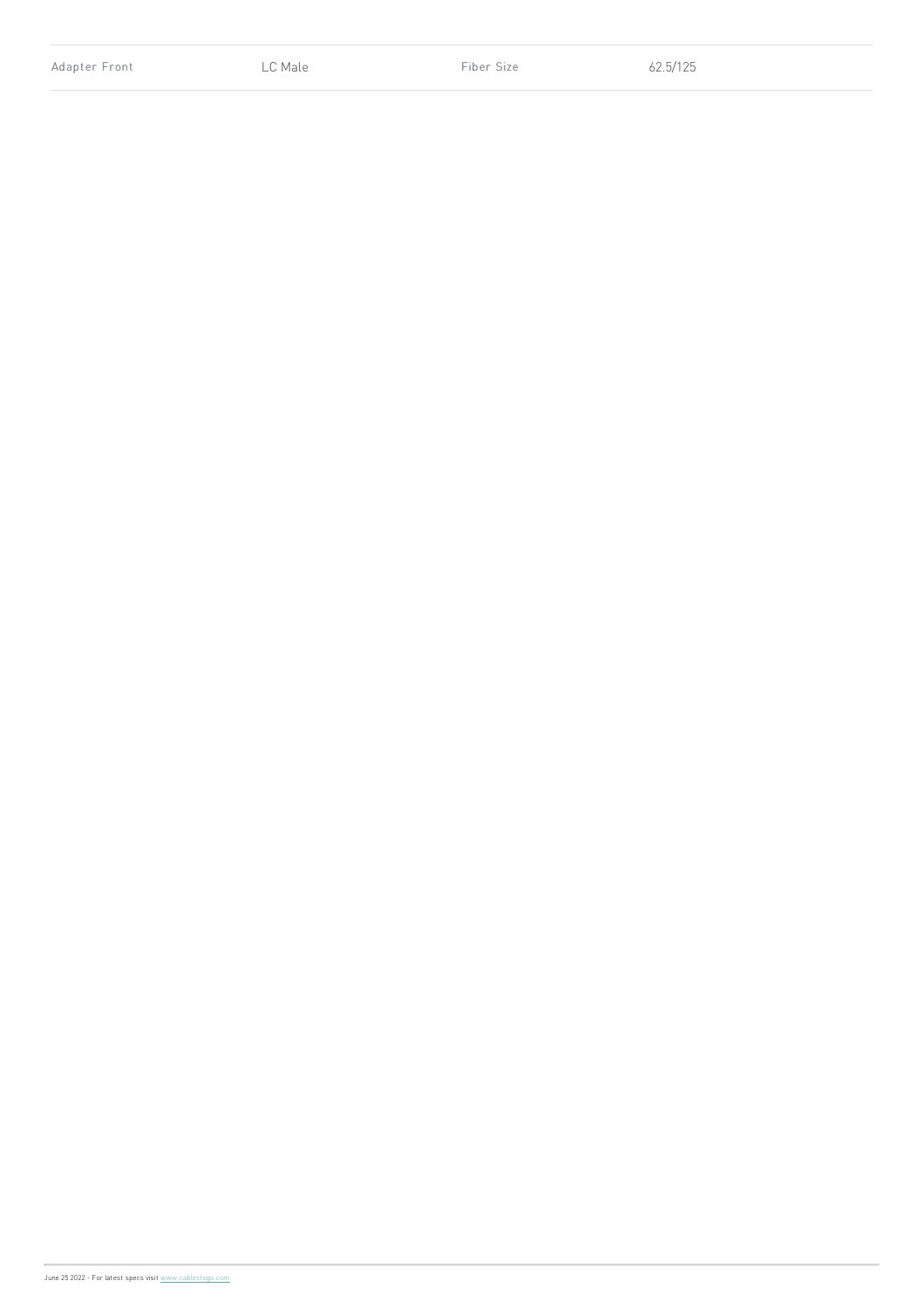| | | | |
|---|---|---|---|
| Adapter Front | LC Male | Fiber Size | 62.5/125 |